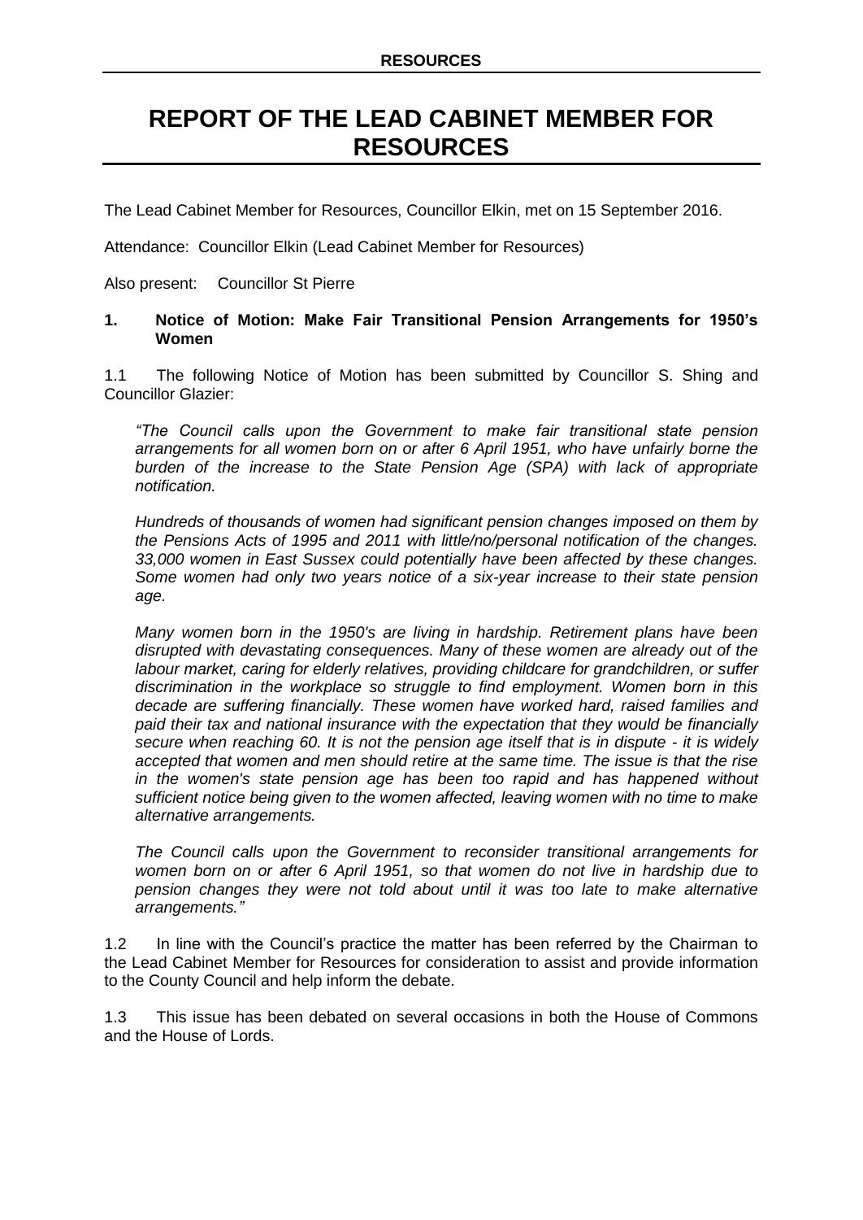# REPORT OF THE LEAD CABINET MEMBER FOR RESOURCES

The Lead Cabinet Member for Resources, Councillor Elkin, met on 15 September 2016.

Attendance: Councillor Elkin (Lead Cabinet Member for Resources)

Also present: Councillor St Pierre

### 1. Notice of Motion: Make Fair Transitional Pension Arrangements for 1950's Women

1.1 The following Notice of Motion has been submitted by Councillor S. Shing and Councillor Glazier:

*"The Council calls upon the Government to make fair transitional state pension arrangements for all women born on or after 6 April 1951, who have unfairly borne the burden of the increase to the State Pension Age (SPA) with lack of appropriate notification.*

*Hundreds of thousands of women had significant pension changes imposed on them by the Pensions Acts of 1995 and 2011 with little/no/personal notification of the changes. 33,000 women in East Sussex could potentially have been affected by these changes. Some women had only two years notice of a six-year increase to their state pension age.*

*Many women born in the 1950's are living in hardship. Retirement plans have been disrupted with devastating consequences. Many of these women are already out of the labour market, caring for elderly relatives, providing childcare for grandchildren, or suffer discrimination in the workplace so struggle to find employment. Women born in this decade are suffering financially. These women have worked hard, raised families and paid their tax and national insurance with the expectation that they would be financially secure when reaching 60. It is not the pension age itself that is in dispute - it is widely accepted that women and men should retire at the same time. The issue is that the rise in the women's state pension age has been too rapid and has happened without sufficient notice being given to the women affected, leaving women with no time to make alternative arrangements.*

*The Council calls upon the Government to reconsider transitional arrangements for women born on or after 6 April 1951, so that women do not live in hardship due to pension changes they were not told about until it was too late to make alternative arrangements."*

1.2 In line with the Council's practice the matter has been referred by the Chairman to the Lead Cabinet Member for Resources for consideration to assist and provide information to the County Council and help inform the debate.

1.3 This issue has been debated on several occasions in both the House of Commons and the House of Lords.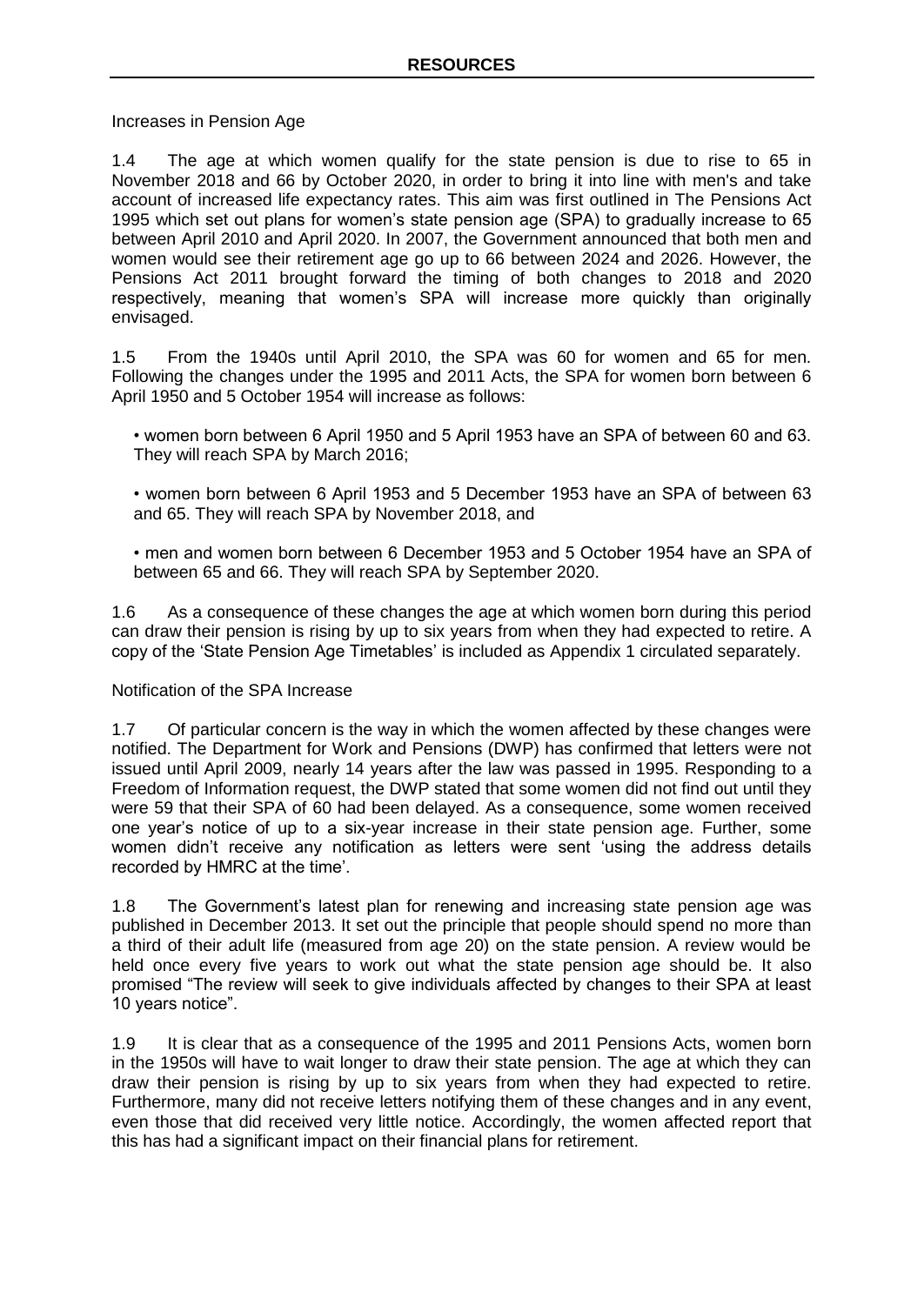## RESOURCES

Increases in Pension Age

1.4 The age at which women qualify for the state pension is due to rise to 65 in November 2018 and 66 by October 2020, in order to bring it into line with men's and take account of increased life expectancy rates. This aim was first outlined in The Pensions Act 1995 which set out plans for women's state pension age (SPA) to gradually increase to 65 between April 2010 and April 2020. In 2007, the Government announced that both men and women would see their retirement age go up to 66 between 2024 and 2026. However, the Pensions Act 2011 brought forward the timing of both changes to 2018 and 2020 respectively, meaning that women's SPA will increase more quickly than originally envisaged.

1.5 From the 1940s until April 2010, the SPA was 60 for women and 65 for men. Following the changes under the 1995 and 2011 Acts, the SPA for women born between 6 April 1950 and 5 October 1954 will increase as follows:

- women born between 6 April 1950 and 5 April 1953 have an SPA of between 60 and 63. They will reach SPA by March 2016;
- women born between 6 April 1953 and 5 December 1953 have an SPA of between 63 and 65. They will reach SPA by November 2018, and
- men and women born between 6 December 1953 and 5 October 1954 have an SPA of between 65 and 66. They will reach SPA by September 2020.

1.6 As a consequence of these changes the age at which women born during this period can draw their pension is rising by up to six years from when they had expected to retire. A copy of the 'State Pension Age Timetables' is included as Appendix 1 circulated separately.

Notification of the SPA Increase

1.7 Of particular concern is the way in which the women affected by these changes were notified. The Department for Work and Pensions (DWP) has confirmed that letters were not issued until April 2009, nearly 14 years after the law was passed in 1995. Responding to a Freedom of Information request, the DWP stated that some women did not find out until they were 59 that their SPA of 60 had been delayed. As a consequence, some women received one year's notice of up to a six-year increase in their state pension age. Further, some women didn't receive any notification as letters were sent 'using the address details recorded by HMRC at the time'.

1.8 The Government's latest plan for renewing and increasing state pension age was published in December 2013. It set out the principle that people should spend no more than a third of their adult life (measured from age 20) on the state pension. A review would be held once every five years to work out what the state pension age should be. It also promised "The review will seek to give individuals affected by changes to their SPA at least 10 years notice".

1.9 It is clear that as a consequence of the 1995 and 2011 Pensions Acts, women born in the 1950s will have to wait longer to draw their state pension. The age at which they can draw their pension is rising by up to six years from when they had expected to retire. Furthermore, many did not receive letters notifying them of these changes and in any event, even those that did received very little notice. Accordingly, the women affected report that this has had a significant impact on their financial plans for retirement.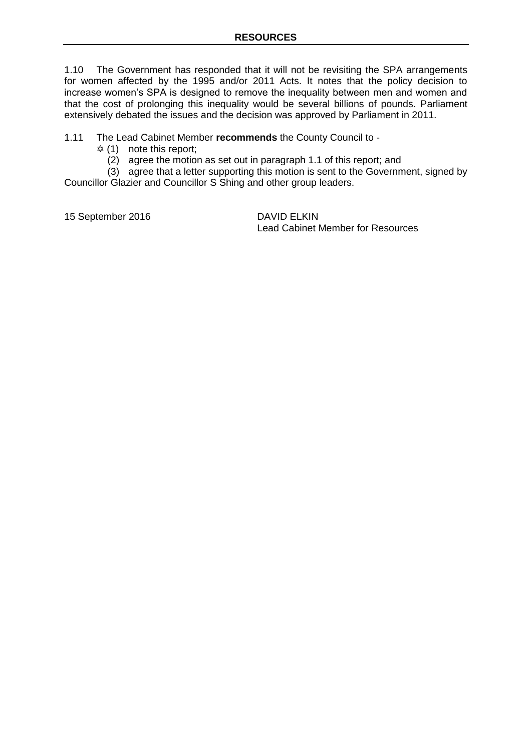**RESOURCES**

1.10 The Government has responded that it will not be revisiting the SPA arrangements for women affected by the 1995 and/or 2011 Acts. It notes that the policy decision to increase women's SPA is designed to remove the inequality between men and women and that the cost of prolonging this inequality would be several billions of pounds. Parliament extensively debated the issues and the decision was approved by Parliament in 2011.

1.11 The Lead Cabinet Member **recommends** the County Council to -

✡ (1) note this report;

(2) agree the motion as set out in paragraph 1.1 of this report; and

(3) agree that a letter supporting this motion is sent to the Government, signed by Councillor Glazier and Councillor S Shing and other group leaders.

15 September 2016

DAVID ELKIN
Lead Cabinet Member for Resources